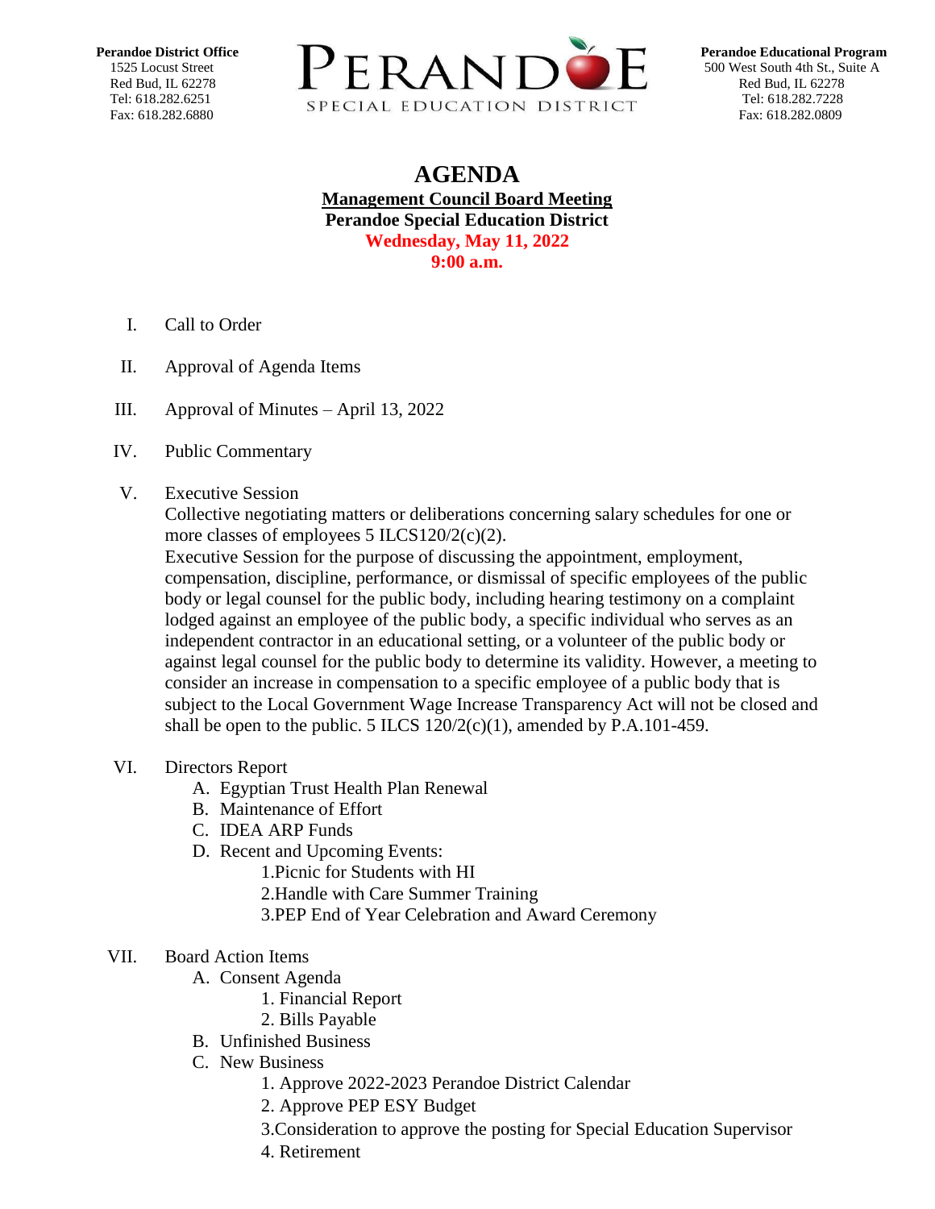**Perandoe District Office**
1525 Locust Street
Red Bud, IL 62278
Tel: 618.282.6251
Fax: 618.282.6880

PERANDOE
SPECIAL EDUCATION DISTRICT

**Perandoe Educational Program**
500 West South 4th St., Suite A
Red Bud, IL 62278
Tel: 618.282.7228
Fax: 618.282.0809

# AGENDA

**Management Council Board Meeting**
**Perandoe Special Education District**
**Wednesday, May 11, 2022**
**9:00 a.m.**

I. Call to Order

II. Approval of Agenda Items

III. Approval of Minutes – April 13, 2022

IV. Public Commentary

V. Executive Session
Collective negotiating matters or deliberations concerning salary schedules for one or more classes of employees 5 ILCS120/2(c)(2).
Executive Session for the purpose of discussing the appointment, employment, compensation, discipline, performance, or dismissal of specific employees of the public body or legal counsel for the public body, including hearing testimony on a complaint lodged against an employee of the public body, a specific individual who serves as an independent contractor in an educational setting, or a volunteer of the public body or against legal counsel for the public body to determine its validity. However, a meeting to consider an increase in compensation to a specific employee of a public body that is subject to the Local Government Wage Increase Transparency Act will not be closed and shall be open to the public. 5 ILCS 120/2(c)(1), amended by P.A.101-459.

VI. Directors Report
   A. Egyptian Trust Health Plan Renewal
   B. Maintenance of Effort
   C. IDEA ARP Funds
   D. Recent and Upcoming Events:
      1. Picnic for Students with HI
      2. Handle with Care Summer Training
      3. PEP End of Year Celebration and Award Ceremony

VII. Board Action Items
   A. Consent Agenda
      1. Financial Report
      2. Bills Payable
   B. Unfinished Business
   C. New Business
      1. Approve 2022-2023 Perandoe District Calendar
      2. Approve PEP ESY Budget
      3. Consideration to approve the posting for Special Education Supervisor
      4. Retirement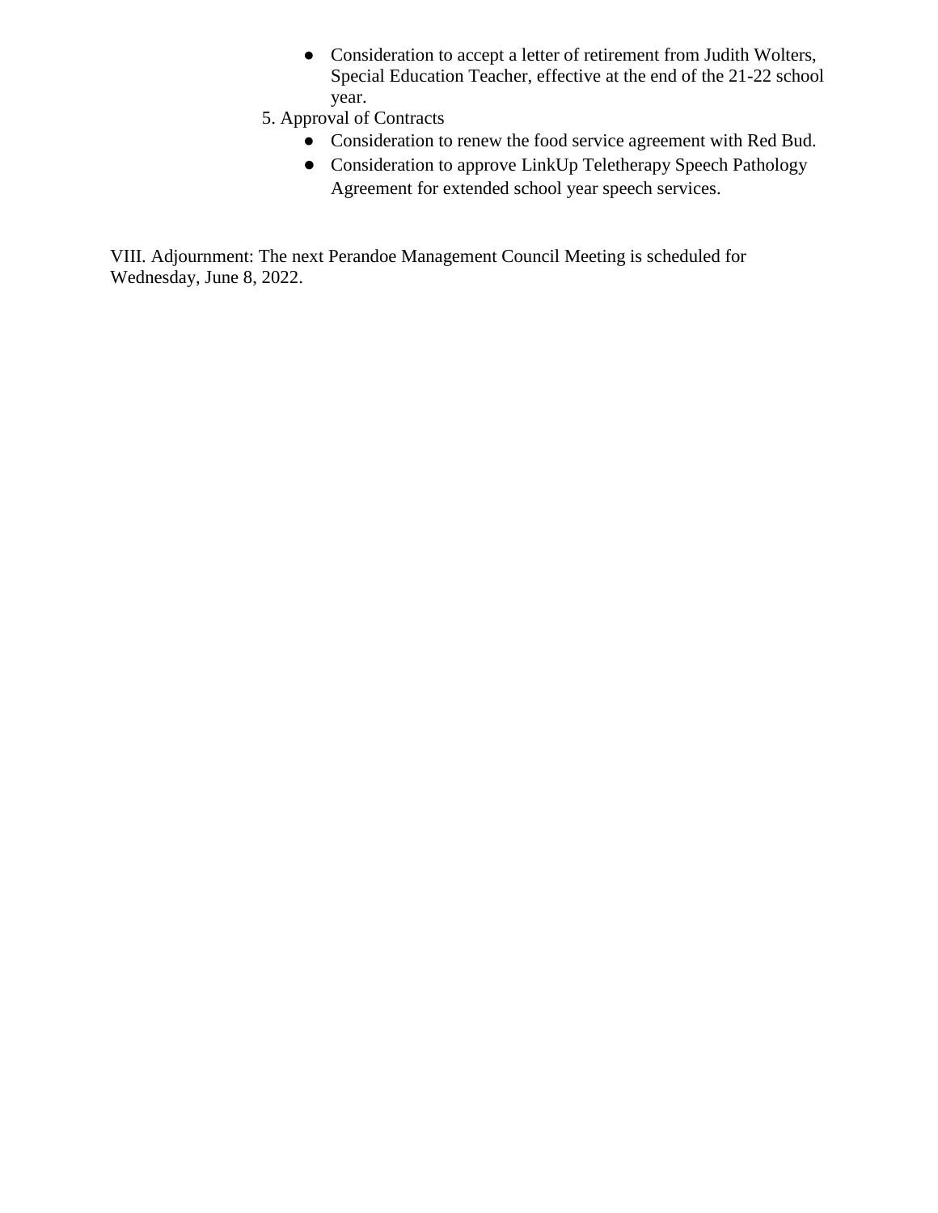- Consideration to accept a letter of retirement from Judith Wolters, Special Education Teacher, effective at the end of the 21-22 school year.

5. Approval of Contracts
    - Consideration to renew the food service agreement with Red Bud.
    - Consideration to approve LinkUp Teletherapy Speech Pathology Agreement for extended school year speech services.

VIII. Adjournment: The next Perandoe Management Council Meeting is scheduled for Wednesday, June 8, 2022.